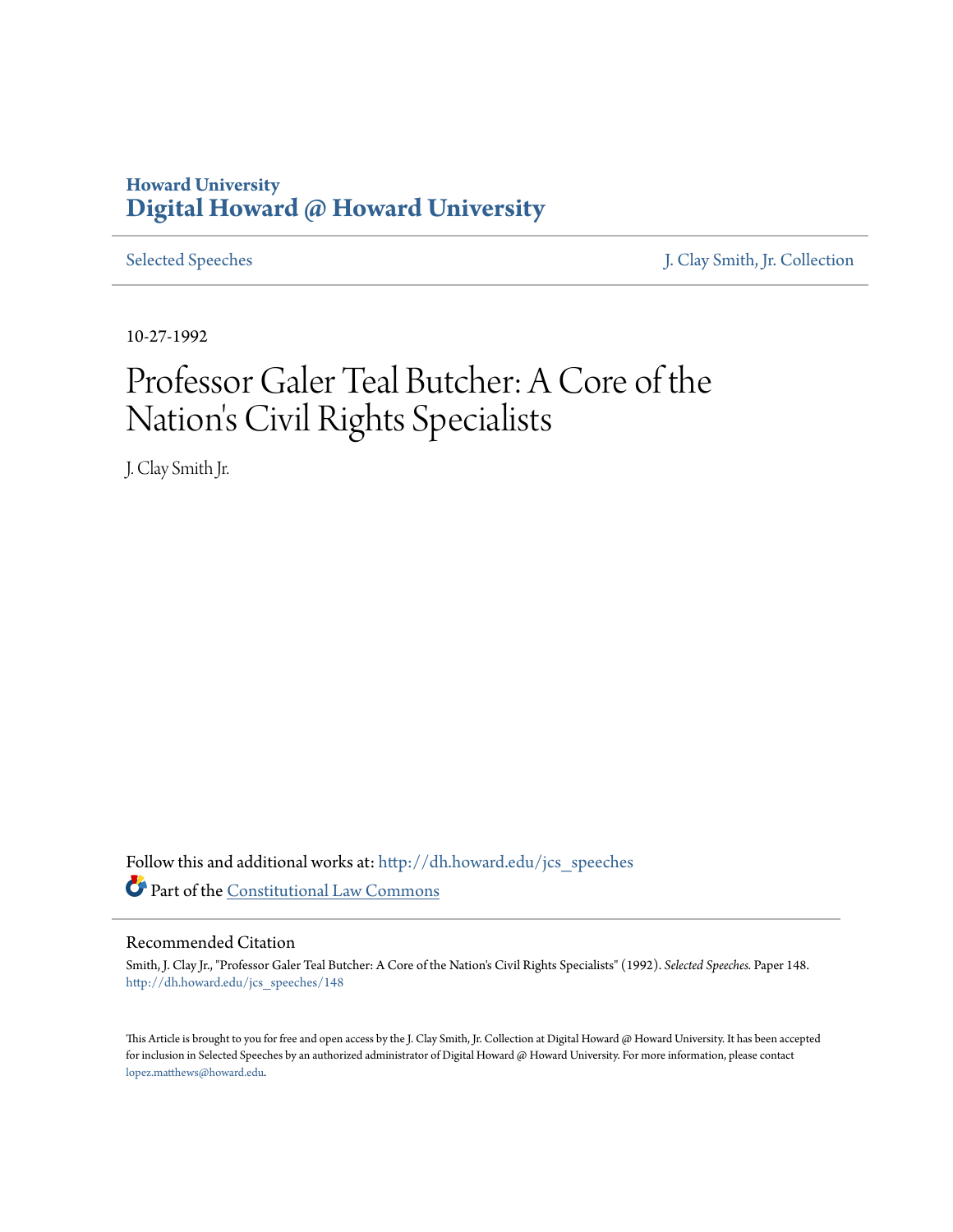Howard University
**Digital Howard @ Howard University**

Selected Speeches | J. Clay Smith, Jr. Collection

10-27-1992

# Professor Galer Teal Butcher: A Core of the Nation's Civil Rights Specialists

J. Clay Smith Jr.

Follow this and additional works at: http://dh.howard.edu/jcs_speeches

Part of the Constitutional Law Commons

## Recommended Citation

Smith, J. Clay Jr., "Professor Galer Teal Butcher: A Core of the Nation's Civil Rights Specialists" (1992). *Selected Speeches.* Paper 148.
http://dh.howard.edu/jcs_speeches/148

This Article is brought to you for free and open access by the J. Clay Smith, Jr. Collection at Digital Howard @ Howard University. It has been accepted for inclusion in Selected Speeches by an authorized administrator of Digital Howard @ Howard University. For more information, please contact lopez.matthews@howard.edu.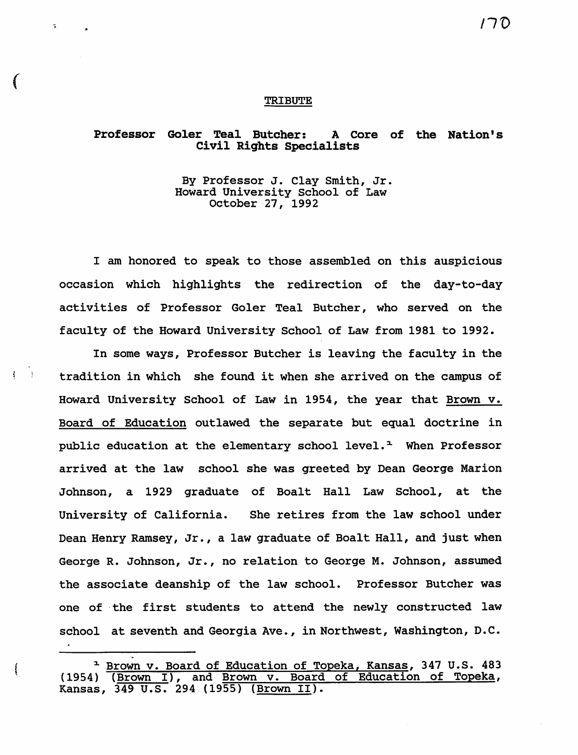TRIBUTE

**Professor Goler Teal Butcher: A Core of the Nation's Civil Rights Specialists**

By Professor J. Clay Smith, Jr.
Howard University School of Law
October 27, 1992

I am honored to speak to those assembled on this auspicious occasion which highlights the redirection of the day-to-day activities of Professor Goler Teal Butcher, who served on the faculty of the Howard University School of Law from 1981 to 1992.

In some ways, Professor Butcher is leaving the faculty in the tradition in which she found it when she arrived on the campus of Howard University School of Law in 1954, the year that Brown v. Board of Education outlawed the separate but equal doctrine in public education at the elementary school level.[1] When Professor arrived at the law school she was greeted by Dean George Marion Johnson, a 1929 graduate of Boalt Hall Law School, at the University of California. She retires from the law school under Dean Henry Ramsey, Jr., a law graduate of Boalt Hall, and just when George R. Johnson, Jr., no relation to George M. Johnson, assumed the associate deanship of the law school. Professor Butcher was one of the first students to attend the newly constructed law school at seventh and Georgia Ave., in Northwest, Washington, D.C.

---

[1] Brown v. Board of Education of Topeka, Kansas, 347 U.S. 483 (1954) (Brown I), and Brown v. Board of Education of Topeka, Kansas, 349 U.S. 294 (1955) (Brown II).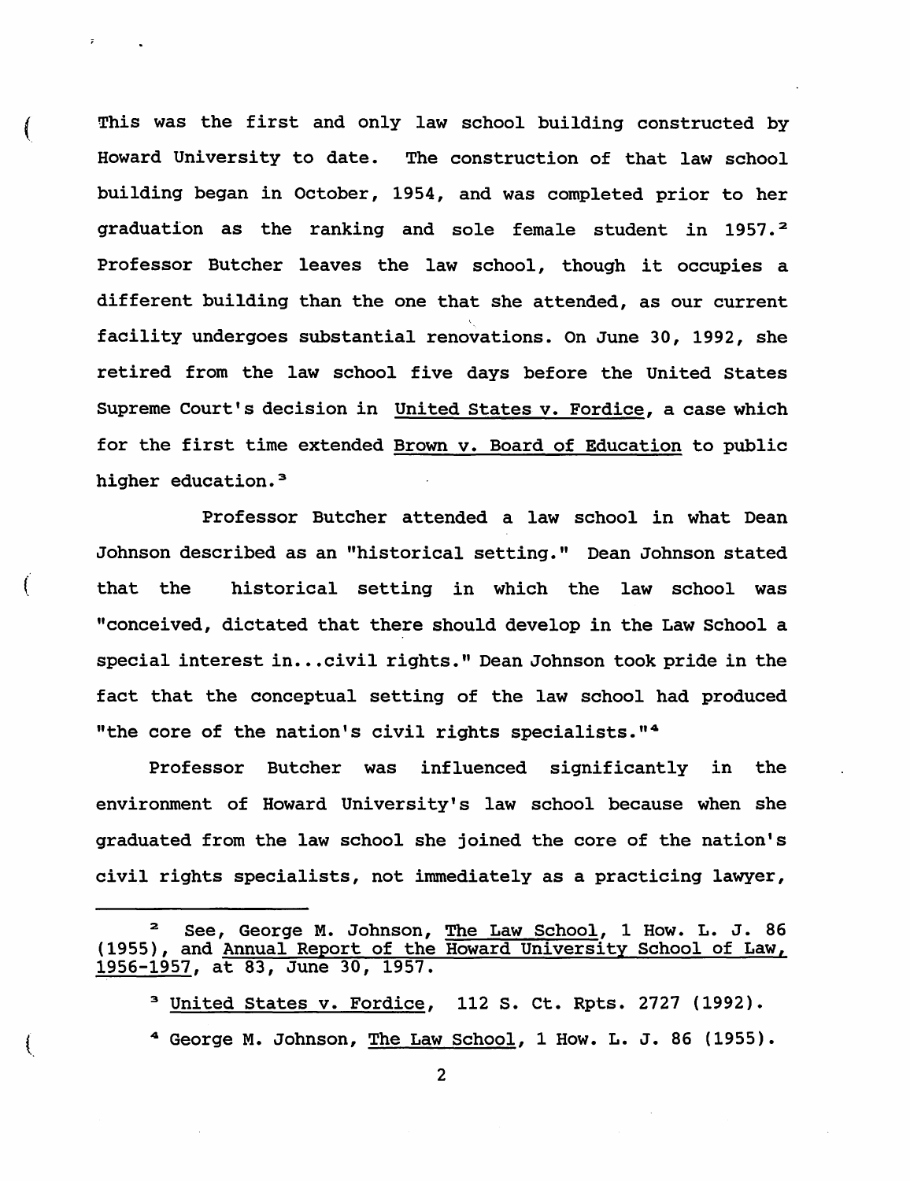This was the first and only law school building constructed by Howard University to date. The construction of that law school building began in October, 1954, and was completed prior to her graduation as the ranking and sole female student in 1957.[2] Professor Butcher leaves the law school, though it occupies a different building than the one that she attended, as our current facility undergoes substantial renovations. On June 30, 1992, she retired from the law school five days before the United States Supreme Court's decision in United States v. Fordice, a case which for the first time extended Brown v. Board of Education to public higher education.[3]

Professor Butcher attended a law school in what Dean Johnson described as an "historical setting." Dean Johnson stated that the historical setting in which the law school was "conceived, dictated that there should develop in the Law School a special interest in...civil rights." Dean Johnson took pride in the fact that the conceptual setting of the law school had produced "the core of the nation's civil rights specialists."[4]

Professor Butcher was influenced significantly in the environment of Howard University's law school because when she graduated from the law school she joined the core of the nation's civil rights specialists, not immediately as a practicing lawyer,

---

[2] See, George M. Johnson, The Law School, 1 How. L. J. 86 (1955), and Annual Report of the Howard University School of Law, 1956-1957, at 83, June 30, 1957.

[3] United States v. Fordice, 112 S. Ct. Rpts. 2727 (1992).

[4] George M. Johnson, The Law School, 1 How. L. J. 86 (1955).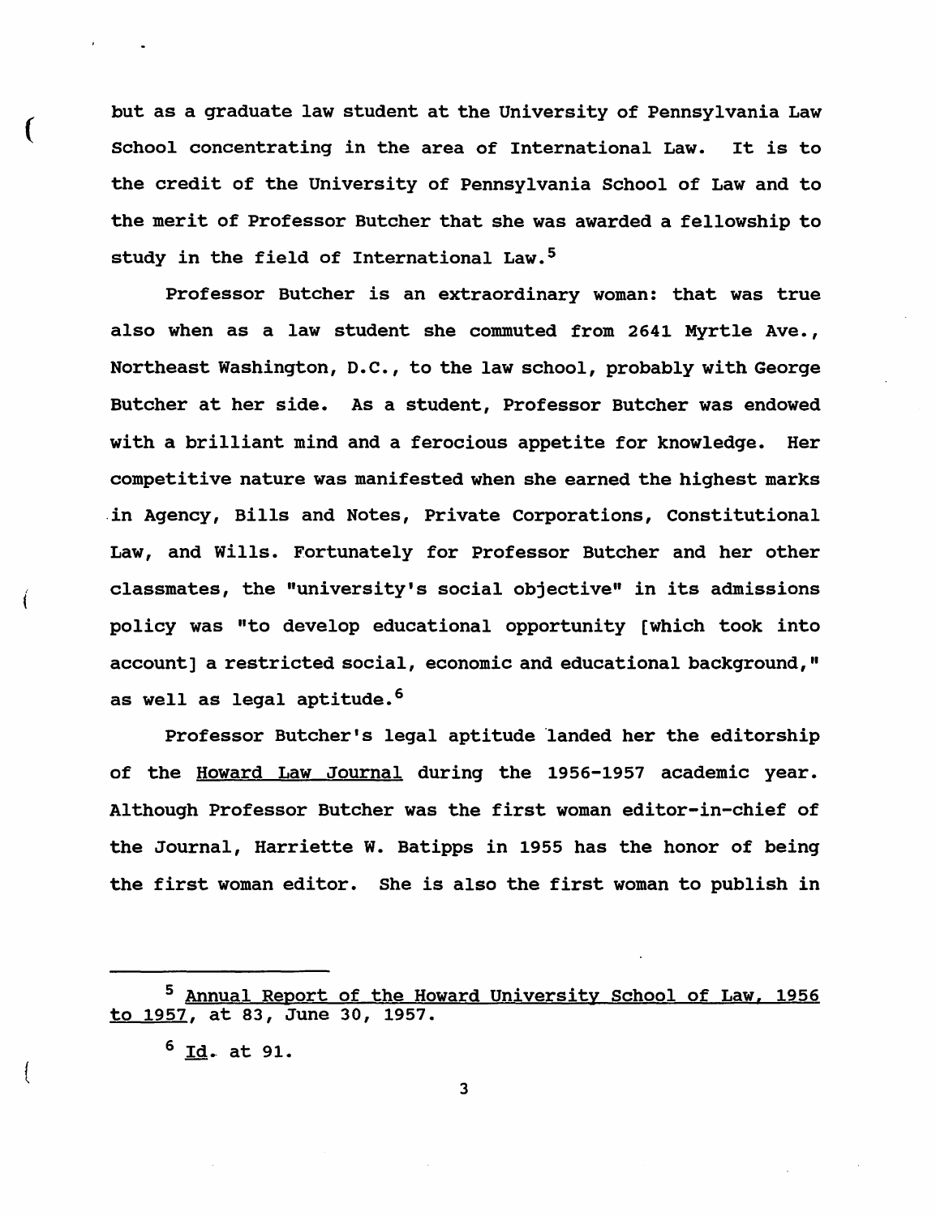but as a graduate law student at the University of Pennsylvania Law School concentrating in the area of International Law. It is to the credit of the University of Pennsylvania School of Law and to the merit of Professor Butcher that she was awarded a fellowship to study in the field of International Law.[5]

Professor Butcher is an extraordinary woman: that was true also when as a law student she commuted from 2641 Myrtle Ave., Northeast Washington, D.C., to the law school, probably with George Butcher at her side. As a student, Professor Butcher was endowed with a brilliant mind and a ferocious appetite for knowledge. Her competitive nature was manifested when she earned the highest marks in Agency, Bills and Notes, Private Corporations, Constitutional Law, and Wills. Fortunately for Professor Butcher and her other classmates, the "university's social objective" in its admissions policy was "to develop educational opportunity [which took into account] a restricted social, economic and educational background," as well as legal aptitude.[6]

Professor Butcher's legal aptitude landed her the editorship of the Howard Law Journal during the 1956-1957 academic year. Although Professor Butcher was the first woman editor-in-chief of the Journal, Harriette W. Batipps in 1955 has the honor of being the first woman editor. She is also the first woman to publish in

---

[5] Annual Report of the Howard University School of Law, 1956 to 1957, at 83, June 30, 1957.

[6] Id. at 91.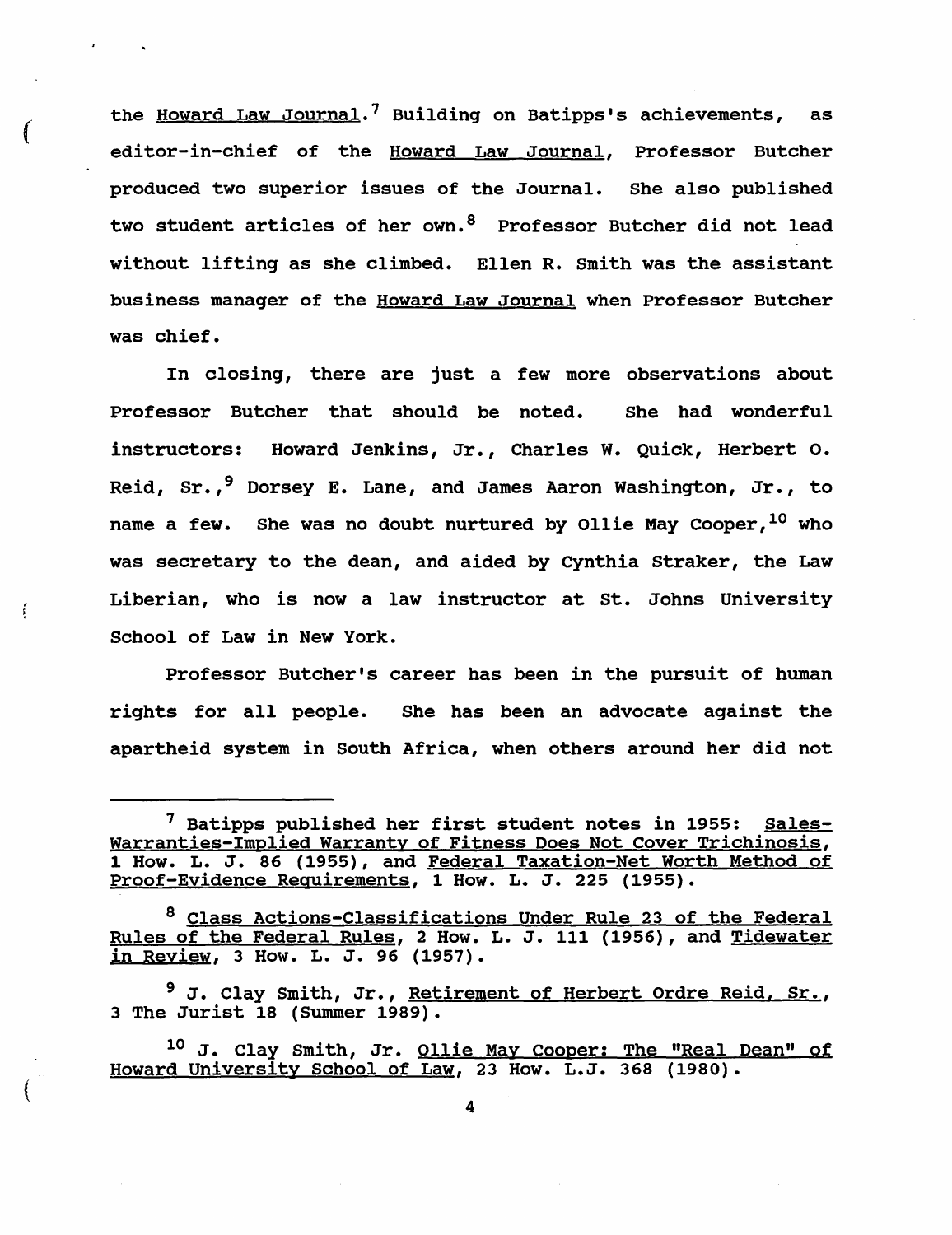the Howard Law Journal.[7] Building on Batipps's achievements, as editor-in-chief of the Howard Law Journal, Professor Butcher produced two superior issues of the Journal. She also published two student articles of her own.[8] Professor Butcher did not lead without lifting as she climbed. Ellen R. Smith was the assistant business manager of the Howard Law Journal when Professor Butcher was chief.

In closing, there are just a few more observations about Professor Butcher that should be noted. She had wonderful instructors: Howard Jenkins, Jr., Charles W. Quick, Herbert O. Reid, Sr.,[9] Dorsey E. Lane, and James Aaron Washington, Jr., to name a few. She was no doubt nurtured by Ollie May Cooper,[10] who was secretary to the dean, and aided by Cynthia Straker, the Law Liberian, who is now a law instructor at St. Johns University School of Law in New York.

Professor Butcher's career has been in the pursuit of human rights for all people. She has been an advocate against the apartheid system in South Africa, when others around her did not

---

[7] Batipps published her first student notes in 1955: Sales-Warranties-Implied Warranty of Fitness Does Not Cover Trichinosis, 1 How. L. J. 86 (1955), and Federal Taxation-Net Worth Method of Proof-Evidence Requirements, 1 How. L. J. 225 (1955).

[8] Class Actions-Classifications Under Rule 23 of the Federal Rules of the Federal Rules, 2 How. L. J. 111 (1956), and Tidewater in Review, 3 How. L. J. 96 (1957).

[9] J. Clay Smith, Jr., Retirement of Herbert Ordre Reid, Sr., 3 The Jurist 18 (Summer 1989).

[10] J. Clay Smith, Jr. Ollie May Cooper: The "Real Dean" of Howard University School of Law, 23 How. L.J. 368 (1980).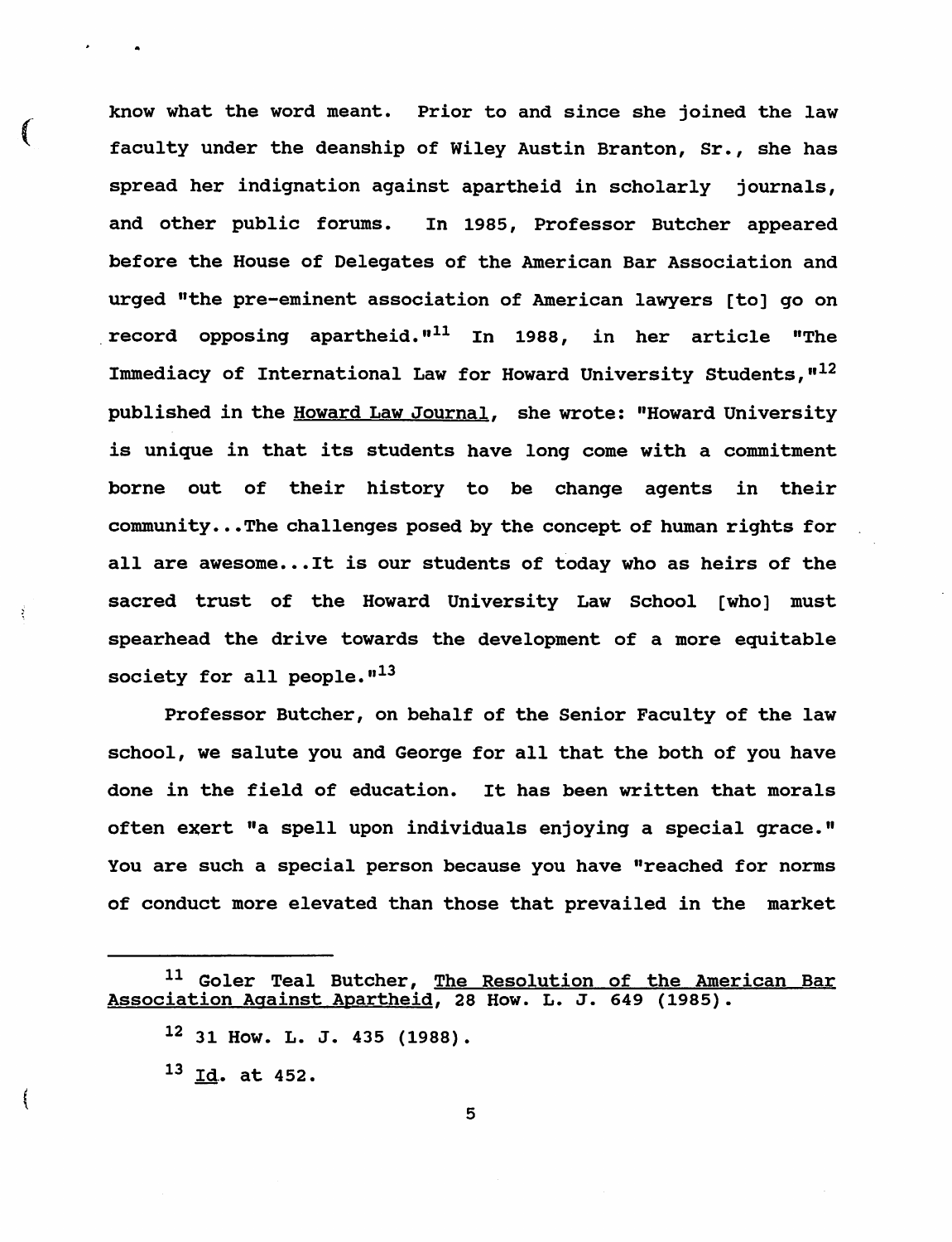know what the word meant. Prior to and since she joined the law faculty under the deanship of Wiley Austin Branton, Sr., she has spread her indignation against apartheid in scholarly journals, and other public forums. In 1985, Professor Butcher appeared before the House of Delegates of the American Bar Association and urged "the pre-eminent association of American lawyers [to] go on record opposing apartheid."[11] In 1988, in her article "The Immediacy of International Law for Howard University Students,"[12] published in the Howard Law Journal, she wrote: "Howard University is unique in that its students have long come with a commitment borne out of their history to be change agents in their community...The challenges posed by the concept of human rights for all are awesome...It is our students of today who as heirs of the sacred trust of the Howard University Law School [who] must spearhead the drive towards the development of a more equitable society for all people."[13]

Professor Butcher, on behalf of the Senior Faculty of the law school, we salute you and George for all that the both of you have done in the field of education. It has been written that morals often exert "a spell upon individuals enjoying a special grace." You are such a special person because you have "reached for norms of conduct more elevated than those that prevailed in the market

---

[11] Goler Teal Butcher, The Resolution of the American Bar Association Against Apartheid, 28 How. L. J. 649 (1985).

[12] 31 How. L. J. 435 (1988).

[13] Id. at 452.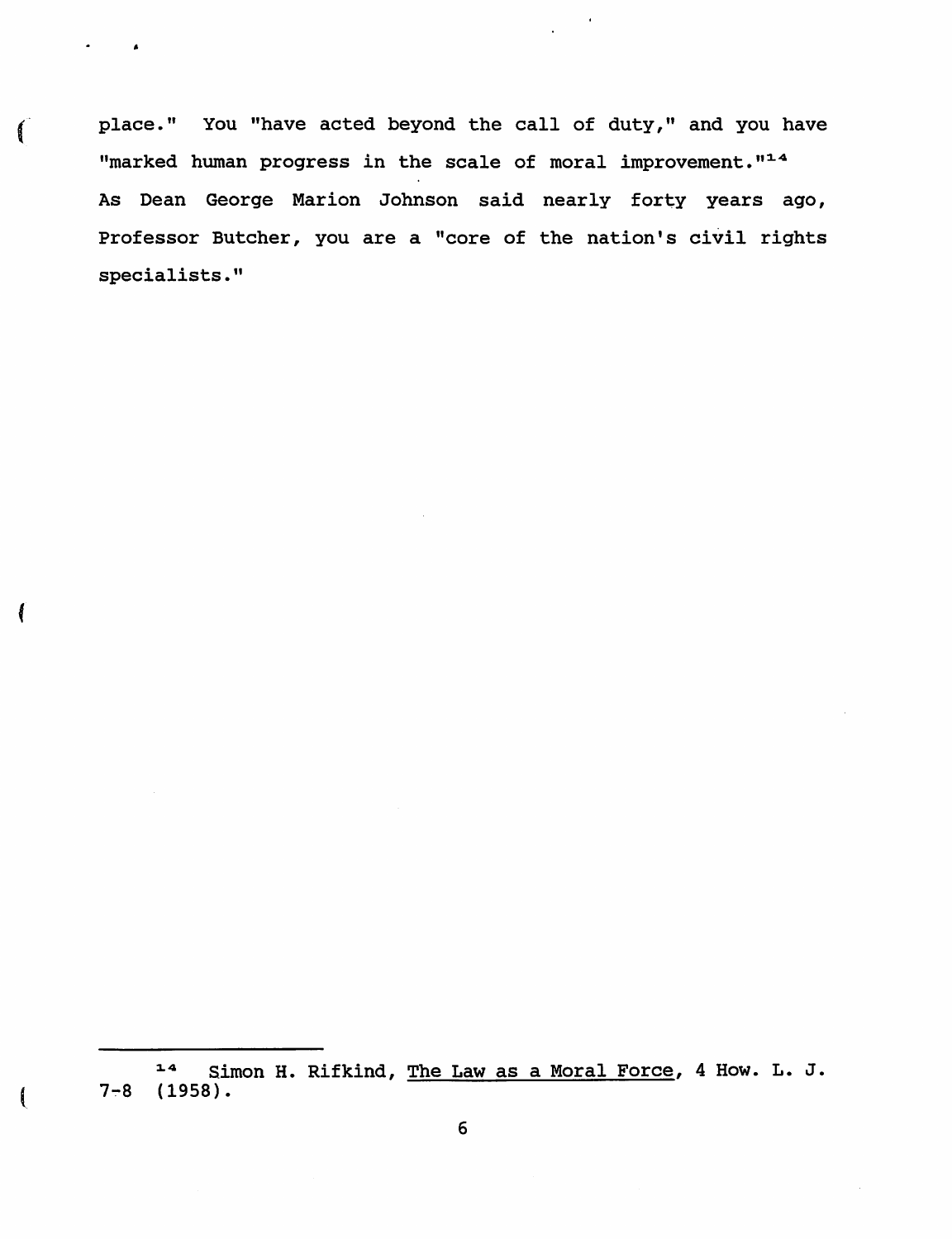place." You "have acted beyond the call of duty," and you have "marked human progress in the scale of moral improvement."[14] As Dean George Marion Johnson said nearly forty years ago, Professor Butcher, you are a "core of the nation's civil rights specialists."

---

[14] Simon H. Rifkind, The Law as a Moral Force, 4 How. L. J. 7-8 (1958).